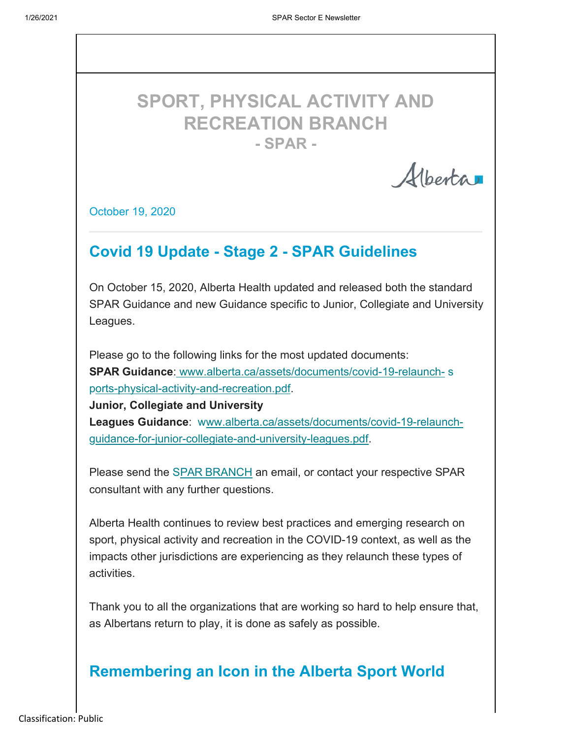# SPORT, PHYSICAL ACTIVITY AND RECREATION BRANCH

## - SPAR -

October 19, 2020

## Covid 19 Update - Stage 2 - SPAR Guidelines

On October 15, 2020, Alberta Health updated and released both the standard SPAR Guidance and new Guidance specific to Junior, Collegiate and University Leagues.

Please go to the following links for the most updated documents:
**SPAR Guidance**: www.alberta.ca/assets/documents/covid-19-relaunch-sports-physical-activity-and-recreation.pdf.
**Junior, Collegiate and University Leagues Guidance**: www.alberta.ca/assets/documents/covid-19-relaunch-guidance-for-junior-collegiate-and-university-leagues.pdf.

Please send the SPAR BRANCH an email, or contact your respective SPAR consultant with any further questions.

Alberta Health continues to review best practices and emerging research on sport, physical activity and recreation in the COVID-19 context, as well as the impacts other jurisdictions are experiencing as they relaunch these types of activities.

Thank you to all the organizations that are working so hard to help ensure that, as Albertans return to play, it is done as safely as possible.

## Remembering an Icon in the Alberta Sport World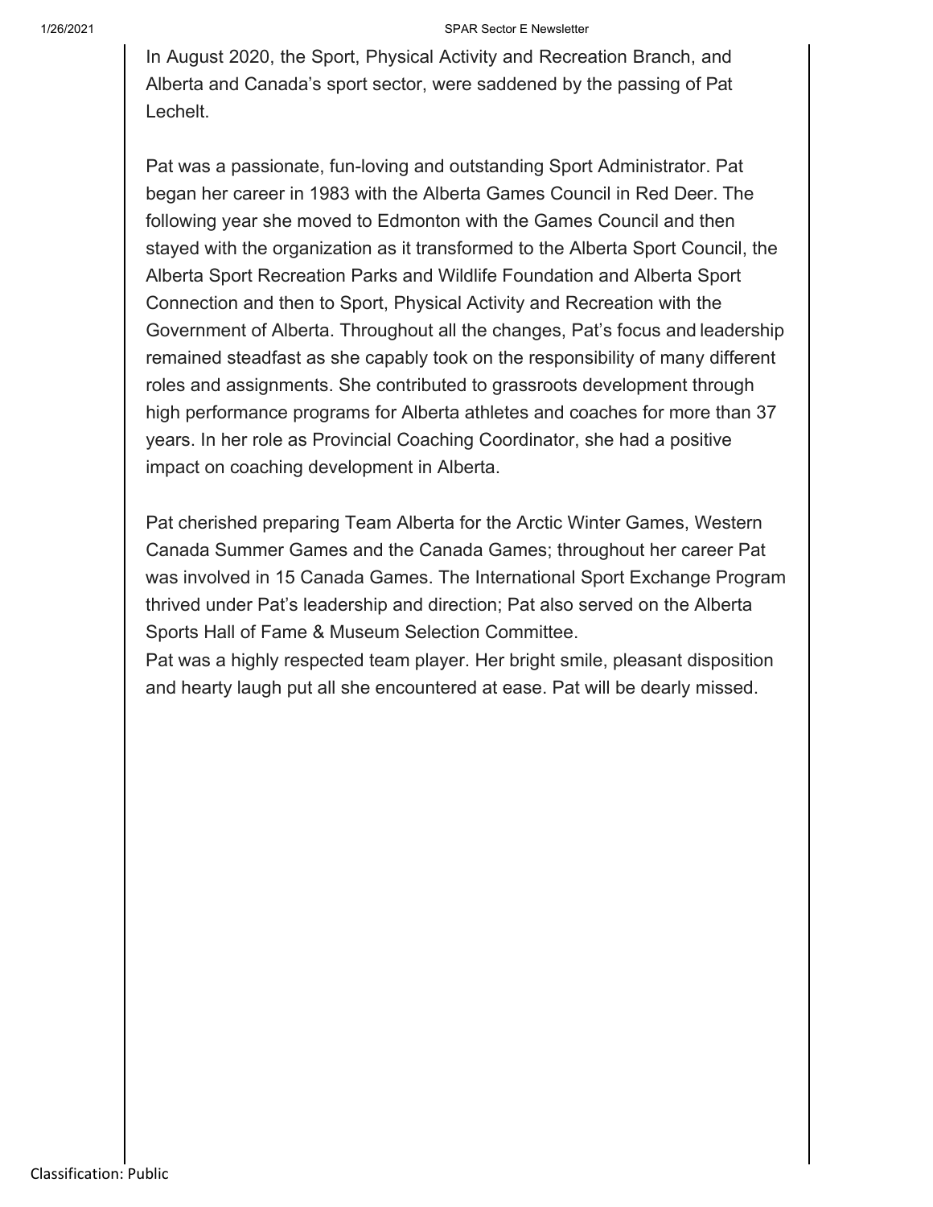In August 2020, the Sport, Physical Activity and Recreation Branch, and Alberta and Canada's sport sector, were saddened by the passing of Pat Lechelt.

Pat was a passionate, fun-loving and outstanding Sport Administrator. Pat began her career in 1983 with the Alberta Games Council in Red Deer. The following year she moved to Edmonton with the Games Council and then stayed with the organization as it transformed to the Alberta Sport Council, the Alberta Sport Recreation Parks and Wildlife Foundation and Alberta Sport Connection and then to Sport, Physical Activity and Recreation with the Government of Alberta. Throughout all the changes, Pat's focus and leadership remained steadfast as she capably took on the responsibility of many different roles and assignments. She contributed to grassroots development through high performance programs for Alberta athletes and coaches for more than 37 years. In her role as Provincial Coaching Coordinator, she had a positive impact on coaching development in Alberta.

Pat cherished preparing Team Alberta for the Arctic Winter Games, Western Canada Summer Games and the Canada Games; throughout her career Pat was involved in 15 Canada Games. The International Sport Exchange Program thrived under Pat's leadership and direction; Pat also served on the Alberta Sports Hall of Fame & Museum Selection Committee.

Pat was a highly respected team player. Her bright smile, pleasant disposition and hearty laugh put all she encountered at ease. Pat will be dearly missed.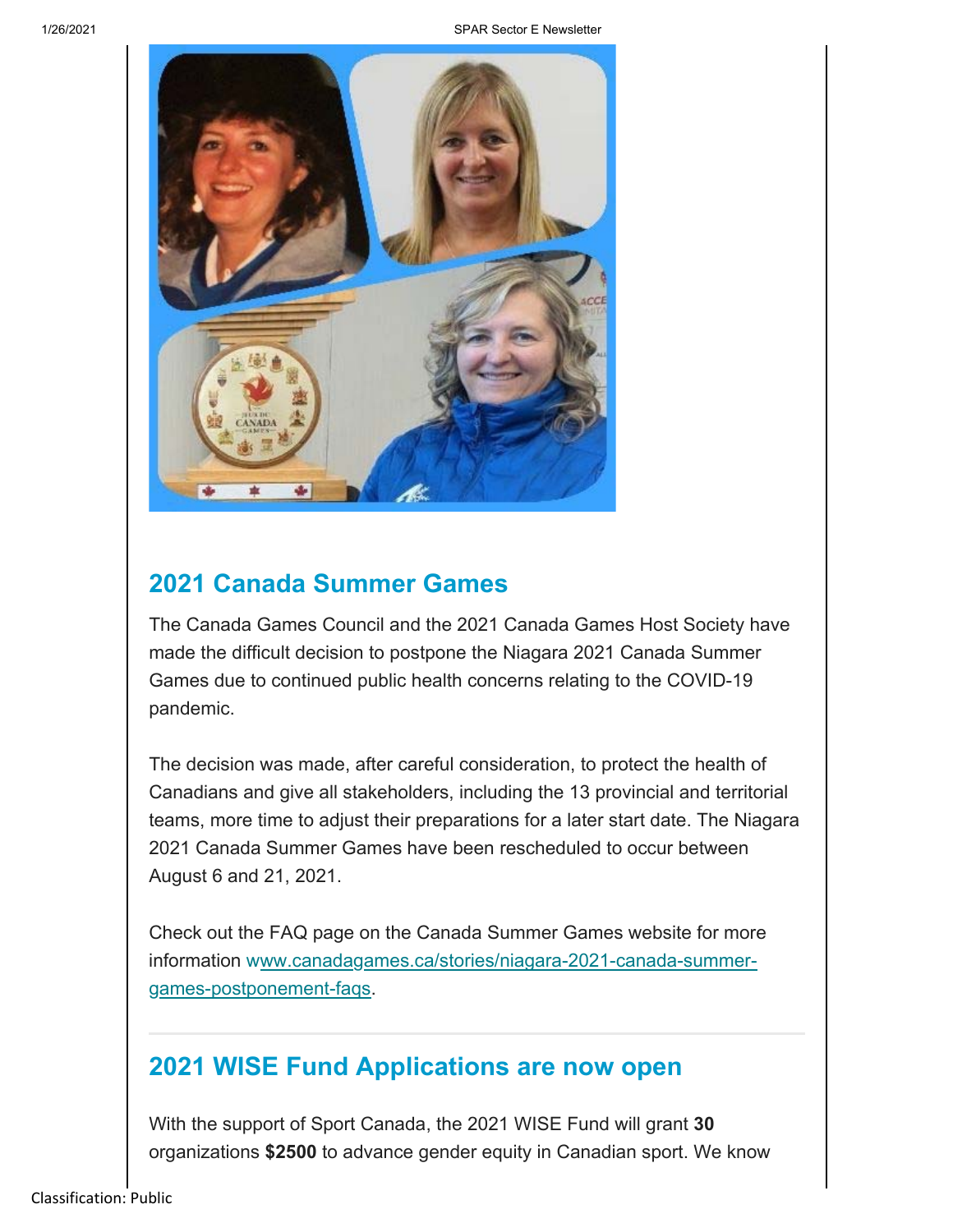## 2021 Canada Summer Games

The Canada Games Council and the 2021 Canada Games Host Society have made the difficult decision to postpone the Niagara 2021 Canada Summer Games due to continued public health concerns relating to the COVID-19 pandemic.

The decision was made, after careful consideration, to protect the health of Canadians and give all stakeholders, including the 13 provincial and territorial teams, more time to adjust their preparations for a later start date. The Niagara 2021 Canada Summer Games have been rescheduled to occur between August 6 and 21, 2021.

Check out the FAQ page on the Canada Summer Games website for more information www.canadagames.ca/stories/niagara-2021-canada-summer-games-postponement-faqs.

---

## 2021 WISE Fund Applications are now open

With the support of Sport Canada, the 2021 WISE Fund will grant **30** organizations **$2500** to advance gender equity in Canadian sport. We know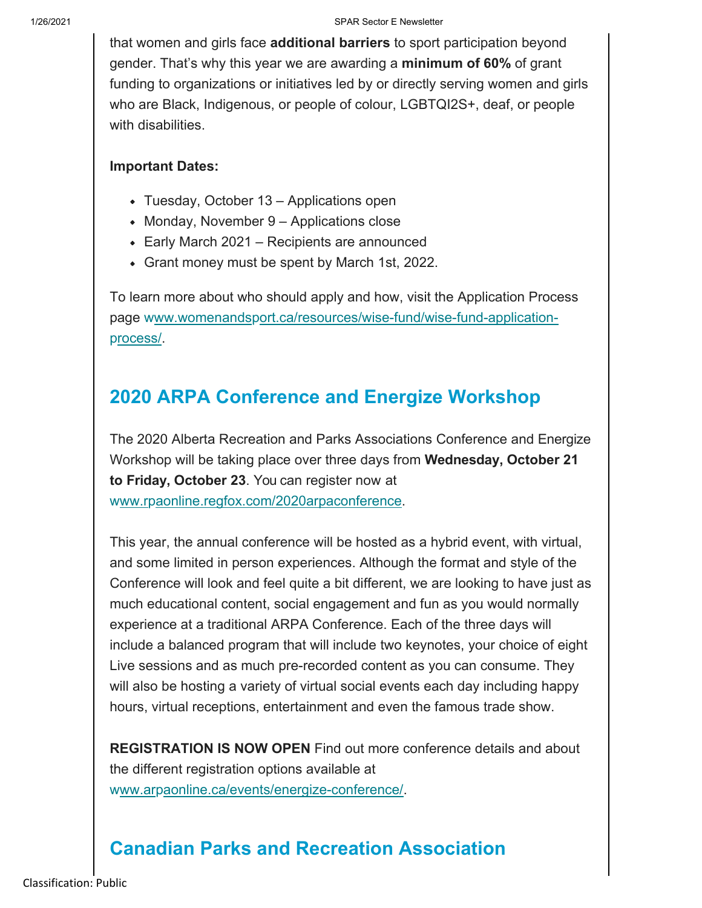that women and girls face **additional barriers** to sport participation beyond gender. That's why this year we are awarding a **minimum of 60%** of grant funding to organizations or initiatives led by or directly serving women and girls who are Black, Indigenous, or people of colour, LGBTQI2S+, deaf, or people with disabilities.

**Important Dates:**

- Tuesday, October 13 – Applications open
- Monday, November 9 – Applications close
- Early March 2021 – Recipients are announced
- Grant money must be spent by March 1st, 2022.

To learn more about who should apply and how, visit the Application Process page www.womenandsport.ca/resources/wise-fund/wise-fund-application-process/.

## 2020 ARPA Conference and Energize Workshop

The 2020 Alberta Recreation and Parks Associations Conference and Energize Workshop will be taking place over three days from **Wednesday, October 21 to Friday, October 23**. You can register now at www.rpaonline.regfox.com/2020arpaconference.

This year, the annual conference will be hosted as a hybrid event, with virtual, and some limited in person experiences. Although the format and style of the Conference will look and feel quite a bit different, we are looking to have just as much educational content, social engagement and fun as you would normally experience at a traditional ARPA Conference. Each of the three days will include a balanced program that will include two keynotes, your choice of eight Live sessions and as much pre-recorded content as you can consume. They will also be hosting a variety of virtual social events each day including happy hours, virtual receptions, entertainment and even the famous trade show.

**REGISTRATION IS NOW OPEN** Find out more conference details and about the different registration options available at www.arpaonline.ca/events/energize-conference/.

## Canadian Parks and Recreation Association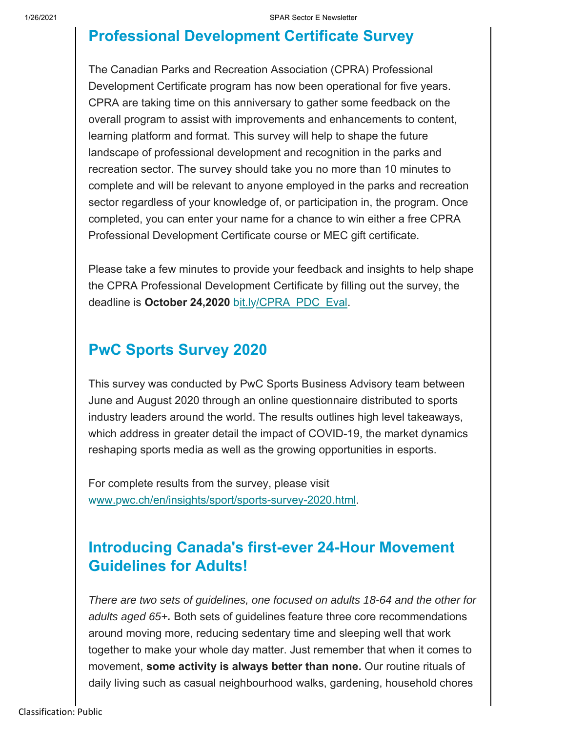## Professional Development Certificate Survey

The Canadian Parks and Recreation Association (CPRA) Professional Development Certificate program has now been operational for five years. CPRA are taking time on this anniversary to gather some feedback on the overall program to assist with improvements and enhancements to content, learning platform and format. This survey will help to shape the future landscape of professional development and recognition in the parks and recreation sector. The survey should take you no more than 10 minutes to complete and will be relevant to anyone employed in the parks and recreation sector regardless of your knowledge of, or participation in, the program. Once completed, you can enter your name for a chance to win either a free CPRA Professional Development Certificate course or MEC gift certificate.

Please take a few minutes to provide your feedback and insights to help shape the CPRA Professional Development Certificate by filling out the survey, the deadline is **October 24,2020** bit.ly/CPRA_PDC_Eval.

## PwC Sports Survey 2020

This survey was conducted by PwC Sports Business Advisory team between June and August 2020 through an online questionnaire distributed to sports industry leaders around the world. The results outlines high level takeaways, which address in greater detail the impact of COVID-19, the market dynamics reshaping sports media as well as the growing opportunities in esports.

For complete results from the survey, please visit www.pwc.ch/en/insights/sport/sports-survey-2020.html.

## Introducing Canada's first-ever 24-Hour Movement Guidelines for Adults!

*There are two sets of guidelines, one focused on adults 18-64 and the other for adults aged 65+.* Both sets of guidelines feature three core recommendations around moving more, reducing sedentary time and sleeping well that work together to make your whole day matter. Just remember that when it comes to movement, **some activity is always better than none.** Our routine rituals of daily living such as casual neighbourhood walks, gardening, household chores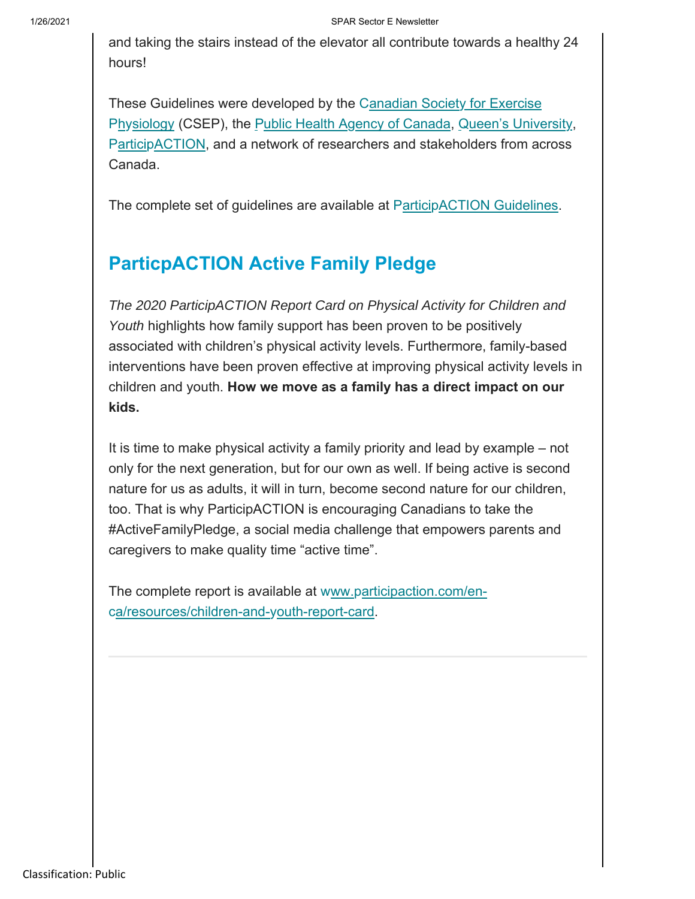and taking the stairs instead of the elevator all contribute towards a healthy 24 hours!

These Guidelines were developed by the Canadian Society for Exercise Physiology (CSEP), the Public Health Agency of Canada, Queen's University, ParticipACTION, and a network of researchers and stakeholders from across Canada.

The complete set of guidelines are available at ParticipACTION Guidelines.

## ParticpACTION Active Family Pledge

*The 2020 ParticipACTION Report Card on Physical Activity for Children and Youth* highlights how family support has been proven to be positively associated with children's physical activity levels. Furthermore, family-based interventions have been proven effective at improving physical activity levels in children and youth. **How we move as a family has a direct impact on our kids.**

It is time to make physical activity a family priority and lead by example – not only for the next generation, but for our own as well. If being active is second nature for us as adults, it will in turn, become second nature for our children, too. That is why ParticipACTION is encouraging Canadians to take the #ActiveFamilyPledge, a social media challenge that empowers parents and caregivers to make quality time "active time".

The complete report is available at www.participaction.com/en-ca/resources/children-and-youth-report-card.

---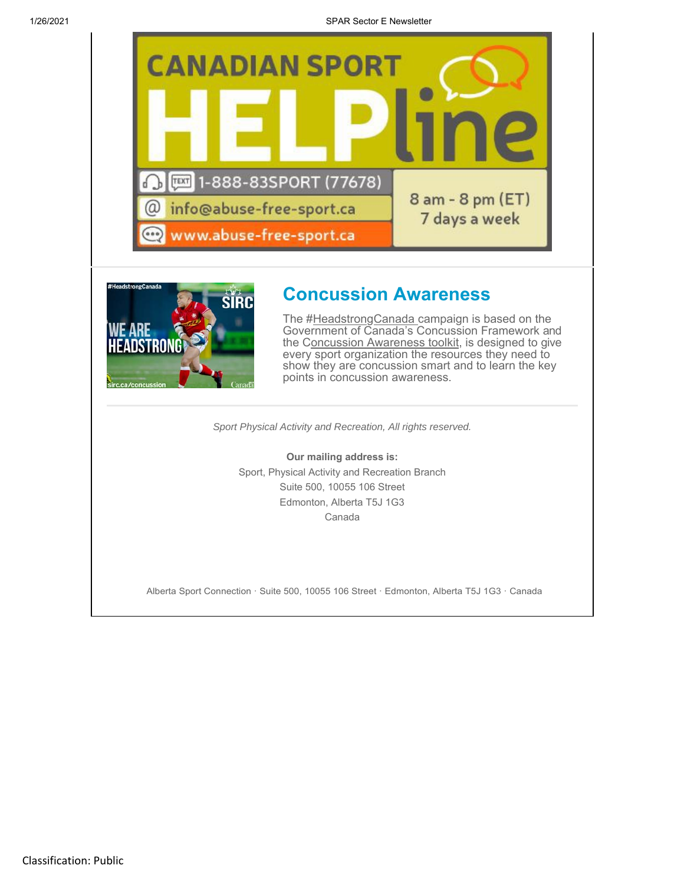CANADIAN SPORT HELPline

1-888-83SPORT (77678)

info@abuse-free-sport.ca

www.abuse-free-sport.ca

8 am - 8 pm (ET)
7 days a week

## Concussion Awareness

The #HeadstrongCanada campaign is based on the Government of Canada's Concussion Framework and the Concussion Awareness toolkit, is designed to give every sport organization the resources they need to show they are concussion smart and to learn the key points in concussion awareness.

---

*Sport Physical Activity and Recreation, All rights reserved.*

**Our mailing address is:**
Sport, Physical Activity and Recreation Branch
Suite 500, 10055 106 Street
Edmonton, Alberta T5J 1G3
Canada

Alberta Sport Connection · Suite 500, 10055 106 Street · Edmonton, Alberta T5J 1G3 · Canada